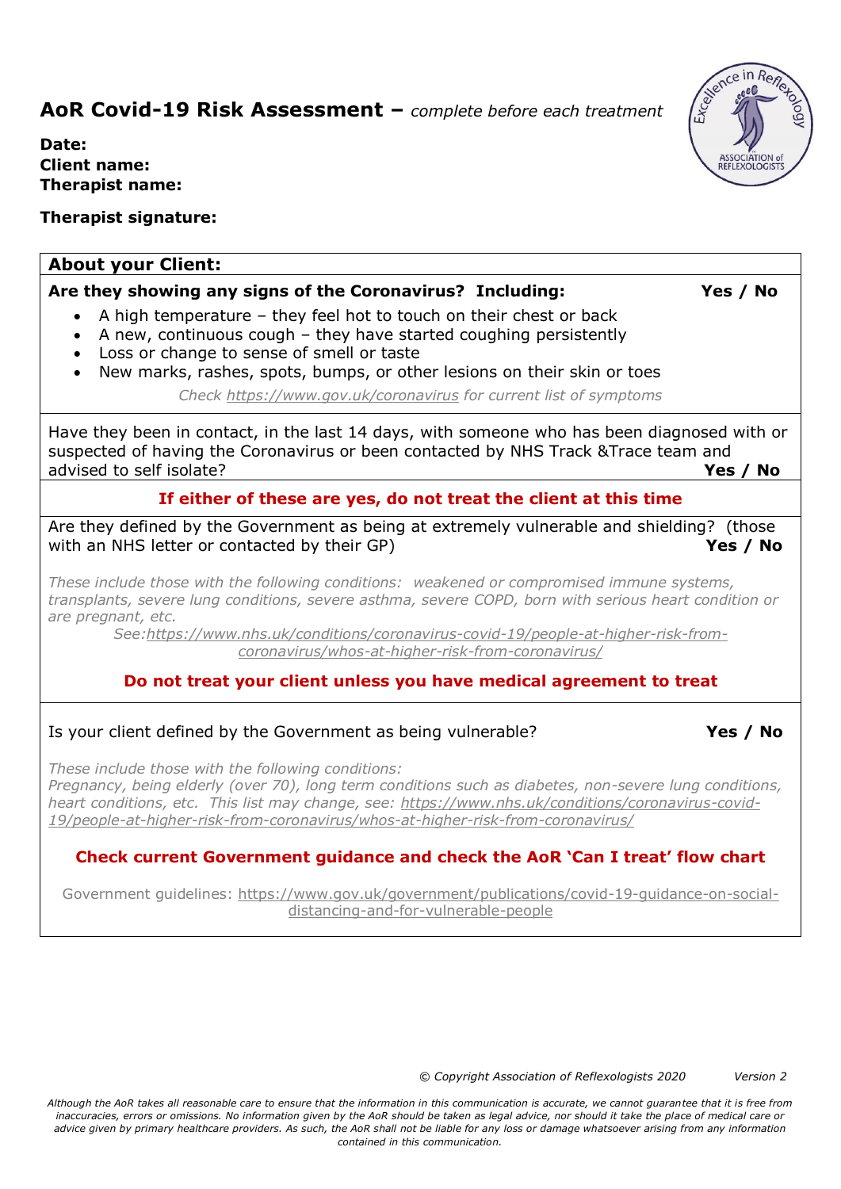# AoR Covid-19 Risk Assessment – *complete before each treatment*

**Date:**
**Client name:**
**Therapist name:**

**Therapist signature:**

## About your Client:

**Are they showing any signs of the Coronavirus? Including:** **Yes / No**

- A high temperature – they feel hot to touch on their chest or back
- A new, continuous cough – they have started coughing persistently
- Loss or change to sense of smell or taste
- New marks, rashes, spots, bumps, or other lesions on their skin or toes

*Check https://www.gov.uk/coronavirus for current list of symptoms*

Have they been in contact, in the last 14 days, with someone who has been diagnosed with or suspected of having the Coronavirus or been contacted by NHS Track &Trace team and advised to self isolate? **Yes / No**

**If either of these are yes, do not treat the client at this time**

Are they defined by the Government as being at extremely vulnerable and shielding? (those with an NHS letter or contacted by their GP) **Yes / No**

*These include those with the following conditions: weakened or compromised immune systems, transplants, severe lung conditions, severe asthma, severe COPD, born with serious heart condition or are pregnant, etc.*
*See:https://www.nhs.uk/conditions/coronavirus-covid-19/people-at-higher-risk-from-coronavirus/whos-at-higher-risk-from-coronavirus/*

**Do not treat your client unless you have medical agreement to treat**

Is your client defined by the Government as being vulnerable? **Yes / No**

*These include those with the following conditions:*
*Pregnancy, being elderly (over 70), long term conditions such as diabetes, non-severe lung conditions, heart conditions, etc. This list may change, see: https://www.nhs.uk/conditions/coronavirus-covid-19/people-at-higher-risk-from-coronavirus/whos-at-higher-risk-from-coronavirus/*

**Check current Government guidance and check the AoR 'Can I treat' flow chart**

Government guidelines: https://www.gov.uk/government/publications/covid-19-guidance-on-social-distancing-and-for-vulnerable-people

*© Copyright Association of Reflexologists 2020* *Version 2*

*Although the AoR takes all reasonable care to ensure that the information in this communication is accurate, we cannot guarantee that it is free from inaccuracies, errors or omissions. No information given by the AoR should be taken as legal advice, nor should it take the place of medical care or advice given by primary healthcare providers. As such, the AoR shall not be liable for any loss or damage whatsoever arising from any information contained in this communication.*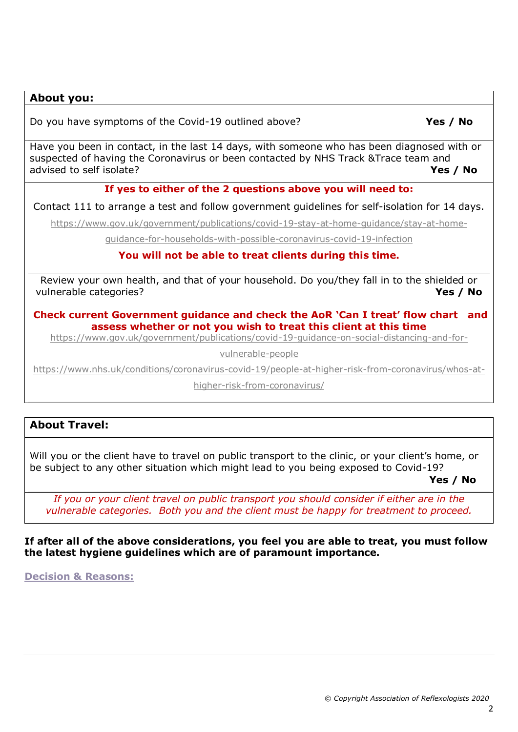**About you:**

Do you have symptoms of the Covid-19 outlined above? **Yes / No**

Have you been in contact, in the last 14 days, with someone who has been diagnosed with or suspected of having the Coronavirus or been contacted by NHS Track &Trace team and advised to self isolate? **Yes / No**

**If yes to either of the 2 questions above you will need to:**

Contact 111 to arrange a test and follow government guidelines for self-isolation for 14 days.

https://www.gov.uk/government/publications/covid-19-stay-at-home-guidance/stay-at-home-guidance-for-households-with-possible-coronavirus-covid-19-infection

**You will not be able to treat clients during this time.**

Review your own health, and that of your household. Do you/they fall in to the shielded or vulnerable categories? **Yes / No**

**Check current Government guidance and check the AoR 'Can I treat' flow chart and assess whether or not you wish to treat this client at this time**

https://www.gov.uk/government/publications/covid-19-guidance-on-social-distancing-and-for-vulnerable-people

https://www.nhs.uk/conditions/coronavirus-covid-19/people-at-higher-risk-from-coronavirus/whos-at-higher-risk-from-coronavirus/

**About Travel:**

Will you or the client have to travel on public transport to the clinic, or your client's home, or be subject to any other situation which might lead to you being exposed to Covid-19? **Yes / No**

*If you or your client travel on public transport you should consider if either are in the vulnerable categories. Both you and the client must be happy for treatment to proceed.*

**If after all of the above considerations, you feel you are able to treat, you must follow the latest hygiene guidelines which are of paramount importance.**

**Decision & Reasons:**

*© Copyright Association of Reflexologists 2020*